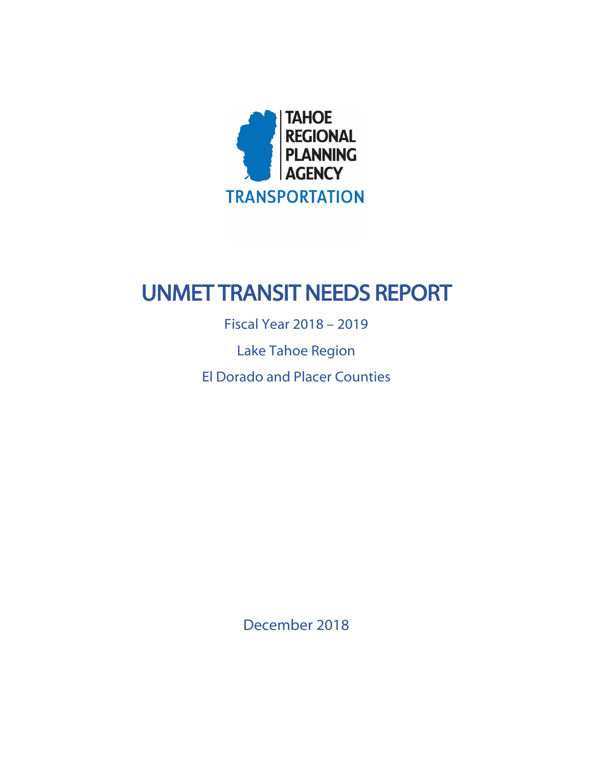TAHOE REGIONAL PLANNING AGENCY

TRANSPORTATION

# UNMET TRANSIT NEEDS REPORT

Fiscal Year 2018 – 2019

Lake Tahoe Region

El Dorado and Placer Counties

December 2018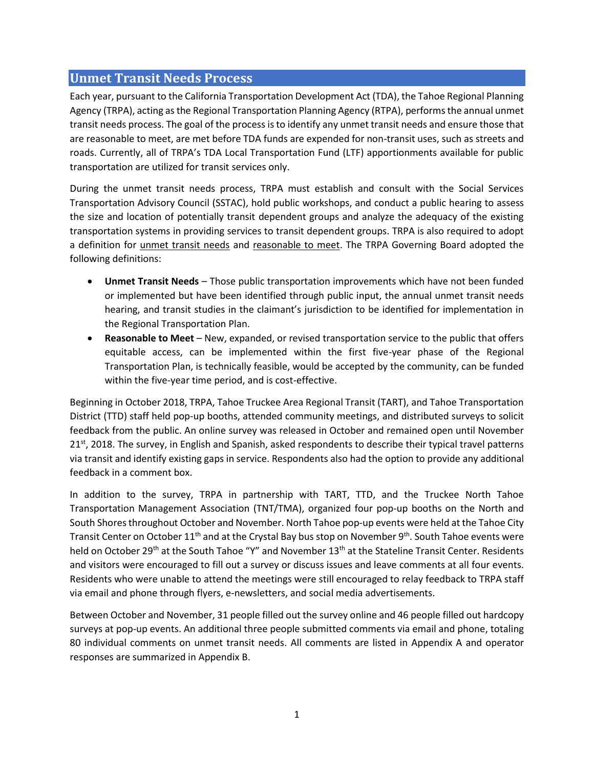## Unmet Transit Needs Process

Each year, pursuant to the California Transportation Development Act (TDA), the Tahoe Regional Planning Agency (TRPA), acting as the Regional Transportation Planning Agency (RTPA), performs the annual unmet transit needs process. The goal of the process is to identify any unmet transit needs and ensure those that are reasonable to meet, are met before TDA funds are expended for non-transit uses, such as streets and roads. Currently, all of TRPA's TDA Local Transportation Fund (LTF) apportionments available for public transportation are utilized for transit services only.

During the unmet transit needs process, TRPA must establish and consult with the Social Services Transportation Advisory Council (SSTAC), hold public workshops, and conduct a public hearing to assess the size and location of potentially transit dependent groups and analyze the adequacy of the existing transportation systems in providing services to transit dependent groups. TRPA is also required to adopt a definition for unmet transit needs and reasonable to meet. The TRPA Governing Board adopted the following definitions:

- **Unmet Transit Needs** – Those public transportation improvements which have not been funded or implemented but have been identified through public input, the annual unmet transit needs hearing, and transit studies in the claimant's jurisdiction to be identified for implementation in the Regional Transportation Plan.
- **Reasonable to Meet** – New, expanded, or revised transportation service to the public that offers equitable access, can be implemented within the first five-year phase of the Regional Transportation Plan, is technically feasible, would be accepted by the community, can be funded within the five-year time period, and is cost-effective.

Beginning in October 2018, TRPA, Tahoe Truckee Area Regional Transit (TART), and Tahoe Transportation District (TTD) staff held pop-up booths, attended community meetings, and distributed surveys to solicit feedback from the public. An online survey was released in October and remained open until November 21st, 2018. The survey, in English and Spanish, asked respondents to describe their typical travel patterns via transit and identify existing gaps in service. Respondents also had the option to provide any additional feedback in a comment box.

In addition to the survey, TRPA in partnership with TART, TTD, and the Truckee North Tahoe Transportation Management Association (TNT/TMA), organized four pop-up booths on the North and South Shores throughout October and November. North Tahoe pop-up events were held at the Tahoe City Transit Center on October 11th and at the Crystal Bay bus stop on November 9th. South Tahoe events were held on October 29th at the South Tahoe "Y" and November 13th at the Stateline Transit Center. Residents and visitors were encouraged to fill out a survey or discuss issues and leave comments at all four events. Residents who were unable to attend the meetings were still encouraged to relay feedback to TRPA staff via email and phone through flyers, e-newsletters, and social media advertisements.

Between October and November, 31 people filled out the survey online and 46 people filled out hardcopy surveys at pop-up events. An additional three people submitted comments via email and phone, totaling 80 individual comments on unmet transit needs. All comments are listed in Appendix A and operator responses are summarized in Appendix B.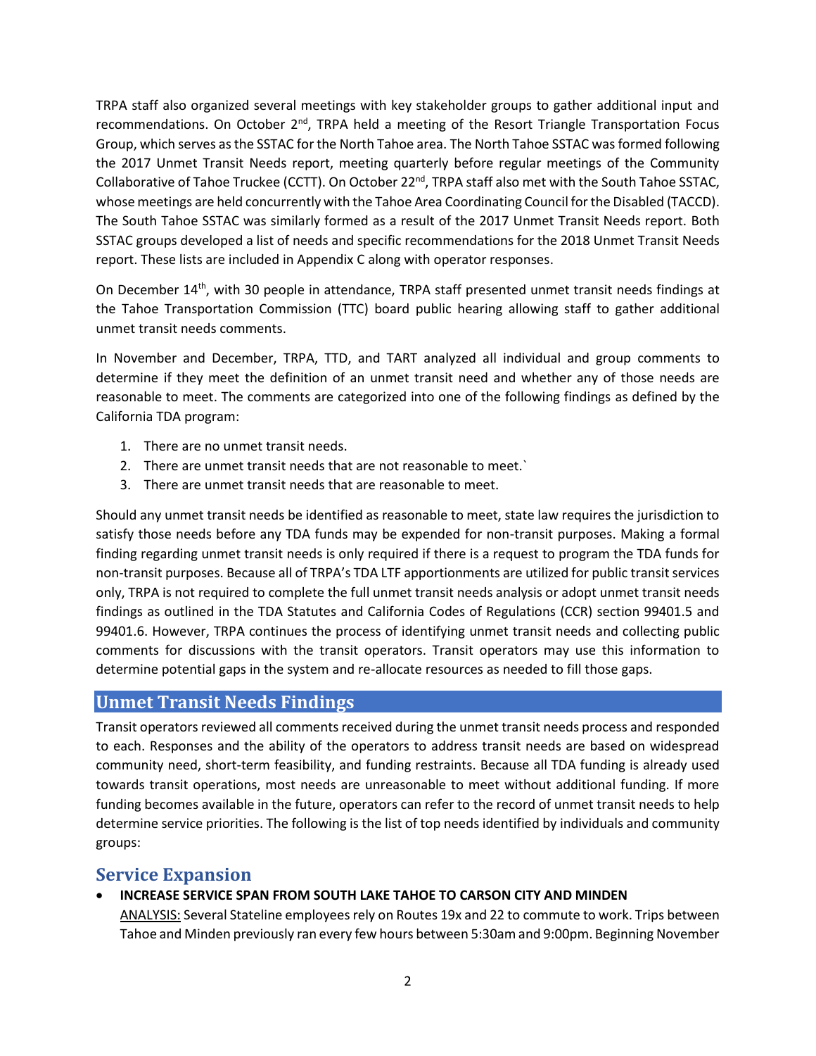TRPA staff also organized several meetings with key stakeholder groups to gather additional input and recommendations. On October 2nd, TRPA held a meeting of the Resort Triangle Transportation Focus Group, which serves as the SSTAC for the North Tahoe area. The North Tahoe SSTAC was formed following the 2017 Unmet Transit Needs report, meeting quarterly before regular meetings of the Community Collaborative of Tahoe Truckee (CCTT). On October 22nd, TRPA staff also met with the South Tahoe SSTAC, whose meetings are held concurrently with the Tahoe Area Coordinating Council for the Disabled (TACCD). The South Tahoe SSTAC was similarly formed as a result of the 2017 Unmet Transit Needs report. Both SSTAC groups developed a list of needs and specific recommendations for the 2018 Unmet Transit Needs report. These lists are included in Appendix C along with operator responses.

On December 14th, with 30 people in attendance, TRPA staff presented unmet transit needs findings at the Tahoe Transportation Commission (TTC) board public hearing allowing staff to gather additional unmet transit needs comments.

In November and December, TRPA, TTD, and TART analyzed all individual and group comments to determine if they meet the definition of an unmet transit need and whether any of those needs are reasonable to meet. The comments are categorized into one of the following findings as defined by the California TDA program:

1. There are no unmet transit needs.
2. There are unmet transit needs that are not reasonable to meet.`
3. There are unmet transit needs that are reasonable to meet.

Should any unmet transit needs be identified as reasonable to meet, state law requires the jurisdiction to satisfy those needs before any TDA funds may be expended for non-transit purposes. Making a formal finding regarding unmet transit needs is only required if there is a request to program the TDA funds for non-transit purposes. Because all of TRPA's TDA LTF apportionments are utilized for public transit services only, TRPA is not required to complete the full unmet transit needs analysis or adopt unmet transit needs findings as outlined in the TDA Statutes and California Codes of Regulations (CCR) section 99401.5 and 99401.6. However, TRPA continues the process of identifying unmet transit needs and collecting public comments for discussions with the transit operators. Transit operators may use this information to determine potential gaps in the system and re-allocate resources as needed to fill those gaps.

## Unmet Transit Needs Findings

Transit operators reviewed all comments received during the unmet transit needs process and responded to each. Responses and the ability of the operators to address transit needs are based on widespread community need, short-term feasibility, and funding restraints. Because all TDA funding is already used towards transit operations, most needs are unreasonable to meet without additional funding. If more funding becomes available in the future, operators can refer to the record of unmet transit needs to help determine service priorities. The following is the list of top needs identified by individuals and community groups:

### Service Expansion

- **INCREASE SERVICE SPAN FROM SOUTH LAKE TAHOE TO CARSON CITY AND MINDEN**
  ANALYSIS: Several Stateline employees rely on Routes 19x and 22 to commute to work. Trips between Tahoe and Minden previously ran every few hours between 5:30am and 9:00pm. Beginning November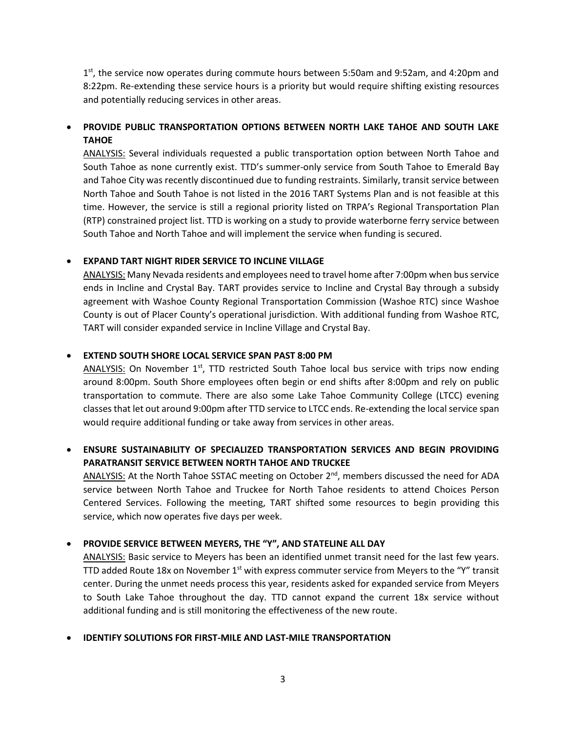1st, the service now operates during commute hours between 5:50am and 9:52am, and 4:20pm and 8:22pm. Re-extending these service hours is a priority but would require shifting existing resources and potentially reducing services in other areas.

- **PROVIDE PUBLIC TRANSPORTATION OPTIONS BETWEEN NORTH LAKE TAHOE AND SOUTH LAKE TAHOE**
  ANALYSIS: Several individuals requested a public transportation option between North Tahoe and South Tahoe as none currently exist. TTD's summer-only service from South Tahoe to Emerald Bay and Tahoe City was recently discontinued due to funding restraints. Similarly, transit service between North Tahoe and South Tahoe is not listed in the 2016 TART Systems Plan and is not feasible at this time. However, the service is still a regional priority listed on TRPA's Regional Transportation Plan (RTP) constrained project list. TTD is working on a study to provide waterborne ferry service between South Tahoe and North Tahoe and will implement the service when funding is secured.

- **EXPAND TART NIGHT RIDER SERVICE TO INCLINE VILLAGE**
  ANALYSIS: Many Nevada residents and employees need to travel home after 7:00pm when bus service ends in Incline and Crystal Bay. TART provides service to Incline and Crystal Bay through a subsidy agreement with Washoe County Regional Transportation Commission (Washoe RTC) since Washoe County is out of Placer County's operational jurisdiction. With additional funding from Washoe RTC, TART will consider expanded service in Incline Village and Crystal Bay.

- **EXTEND SOUTH SHORE LOCAL SERVICE SPAN PAST 8:00 PM**
  ANALYSIS: On November 1st, TTD restricted South Tahoe local bus service with trips now ending around 8:00pm. South Shore employees often begin or end shifts after 8:00pm and rely on public transportation to commute. There are also some Lake Tahoe Community College (LTCC) evening classes that let out around 9:00pm after TTD service to LTCC ends. Re-extending the local service span would require additional funding or take away from services in other areas.

- **ENSURE SUSTAINABILITY OF SPECIALIZED TRANSPORTATION SERVICES AND BEGIN PROVIDING PARATRANSIT SERVICE BETWEEN NORTH TAHOE AND TRUCKEE**
  ANALYSIS: At the North Tahoe SSTAC meeting on October 2nd, members discussed the need for ADA service between North Tahoe and Truckee for North Tahoe residents to attend Choices Person Centered Services. Following the meeting, TART shifted some resources to begin providing this service, which now operates five days per week.

- **PROVIDE SERVICE BETWEEN MEYERS, THE "Y", AND STATELINE ALL DAY**
  ANALYSIS: Basic service to Meyers has been an identified unmet transit need for the last few years. TTD added Route 18x on November 1st with express commuter service from Meyers to the "Y" transit center. During the unmet needs process this year, residents asked for expanded service from Meyers to South Lake Tahoe throughout the day. TTD cannot expand the current 18x service without additional funding and is still monitoring the effectiveness of the new route.

- **IDENTIFY SOLUTIONS FOR FIRST-MILE AND LAST-MILE TRANSPORTATION**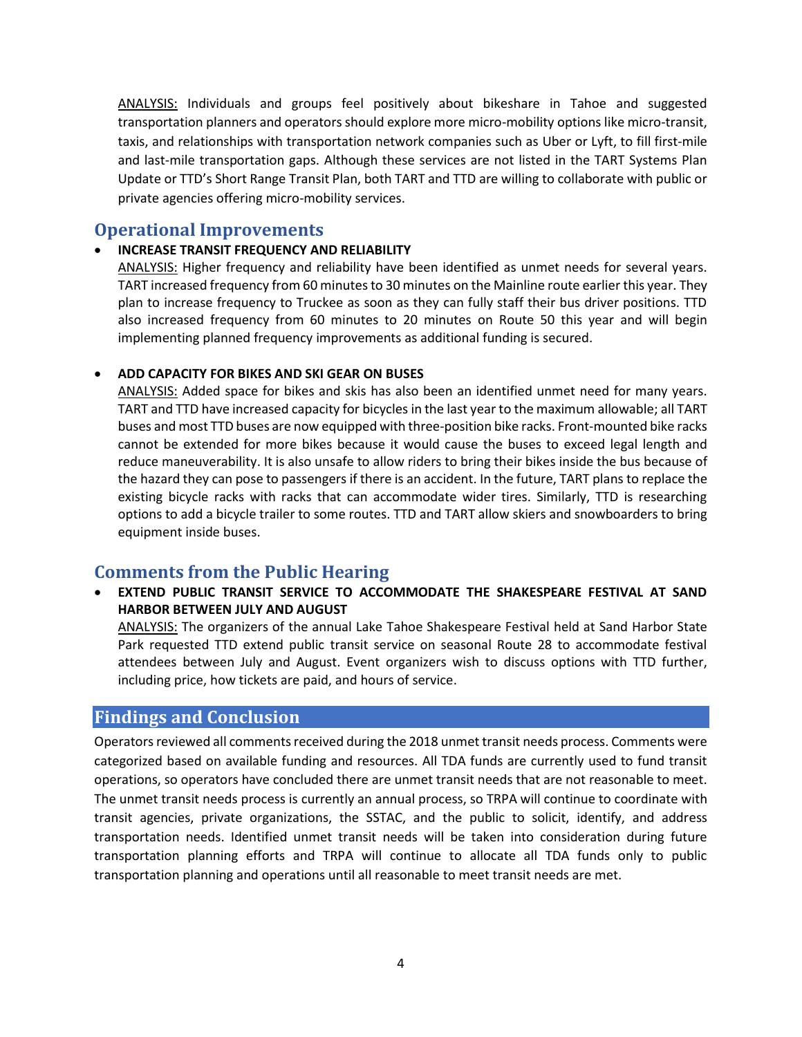ANALYSIS: Individuals and groups feel positively about bikeshare in Tahoe and suggested transportation planners and operators should explore more micro-mobility options like micro-transit, taxis, and relationships with transportation network companies such as Uber or Lyft, to fill first-mile and last-mile transportation gaps. Although these services are not listed in the TART Systems Plan Update or TTD's Short Range Transit Plan, both TART and TTD are willing to collaborate with public or private agencies offering micro-mobility services.

## Operational Improvements

- **INCREASE TRANSIT FREQUENCY AND RELIABILITY**
  ANALYSIS: Higher frequency and reliability have been identified as unmet needs for several years. TART increased frequency from 60 minutes to 30 minutes on the Mainline route earlier this year. They plan to increase frequency to Truckee as soon as they can fully staff their bus driver positions. TTD also increased frequency from 60 minutes to 20 minutes on Route 50 this year and will begin implementing planned frequency improvements as additional funding is secured.

- **ADD CAPACITY FOR BIKES AND SKI GEAR ON BUSES**
  ANALYSIS: Added space for bikes and skis has also been an identified unmet need for many years. TART and TTD have increased capacity for bicycles in the last year to the maximum allowable; all TART buses and most TTD buses are now equipped with three-position bike racks. Front-mounted bike racks cannot be extended for more bikes because it would cause the buses to exceed legal length and reduce maneuverability. It is also unsafe to allow riders to bring their bikes inside the bus because of the hazard they can pose to passengers if there is an accident. In the future, TART plans to replace the existing bicycle racks with racks that can accommodate wider tires. Similarly, TTD is researching options to add a bicycle trailer to some routes. TTD and TART allow skiers and snowboarders to bring equipment inside buses.

## Comments from the Public Hearing

- **EXTEND PUBLIC TRANSIT SERVICE TO ACCOMMODATE THE SHAKESPEARE FESTIVAL AT SAND HARBOR BETWEEN JULY AND AUGUST**
  ANALYSIS: The organizers of the annual Lake Tahoe Shakespeare Festival held at Sand Harbor State Park requested TTD extend public transit service on seasonal Route 28 to accommodate festival attendees between July and August. Event organizers wish to discuss options with TTD further, including price, how tickets are paid, and hours of service.

## Findings and Conclusion

Operators reviewed all comments received during the 2018 unmet transit needs process. Comments were categorized based on available funding and resources. All TDA funds are currently used to fund transit operations, so operators have concluded there are unmet transit needs that are not reasonable to meet. The unmet transit needs process is currently an annual process, so TRPA will continue to coordinate with transit agencies, private organizations, the SSTAC, and the public to solicit, identify, and address transportation needs. Identified unmet transit needs will be taken into consideration during future transportation planning efforts and TRPA will continue to allocate all TDA funds only to public transportation planning and operations until all reasonable to meet transit needs are met.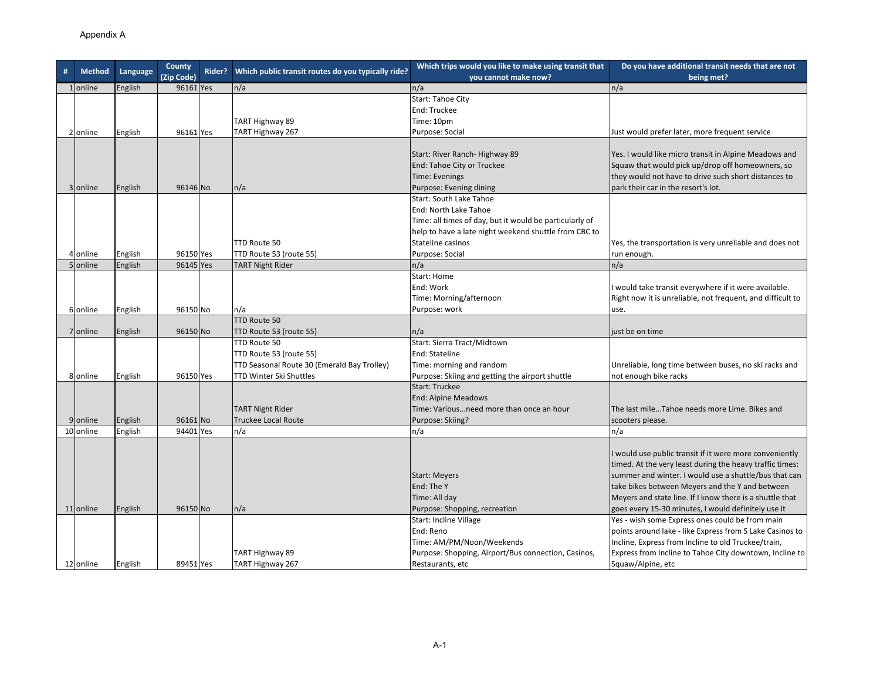Appendix A

| # | Method | Language | County (Zip Code) | Rider? | Which public transit routes do you typically ride? | Which trips would you like to make using transit that you cannot make now? | Do you have additional transit needs that are not being met? |
|---|---|---|---|---|---|---|---|
| 1 | online | English | 96161 | Yes | n/a | n/a | n/a |
| 2 | online | English | 96161 | Yes | TART Highway 89<br>TART Highway 267 | Start: Tahoe City<br>End: Truckee<br>Time: 10pm<br>Purpose: Social | Just would prefer later, more frequent service |
| 3 | online | English | 96146 | No | n/a | Start: River Ranch- Highway 89<br>End: Tahoe City or Truckee<br>Time: Evenings<br>Purpose: Evening dining | Yes. I would like micro transit in Alpine Meadows and Squaw that would pick up/drop off homeowners, so they would not have to drive such short distances to park their car in the resort's lot. |
| 4 | online | English | 96150 | Yes | TTD Route 50<br>TTD Route 53 (route 55) | Start: South Lake Tahoe<br>End: North Lake Tahoe<br>Time: all times of day, but it would be particularly of help to have a late night weekend shuttle from CBC to Stateline casinos<br>Purpose: Social | Yes, the transportation is very unreliable and does not run enough. |
| 5 | online | English | 96145 | Yes | TART Night Rider | n/a | n/a |
| 6 | online | English | 96150 | No | n/a | Start: Home<br>End: Work<br>Time: Morning/afternoon<br>Purpose: work | I would take transit everywhere if it were available. Right now it is unreliable, not frequent, and difficult to use. |
| 7 | online | English | 96150 | No | TTD Route 50<br>TTD Route 53 (route 55) | n/a | just be on time |
| 8 | online | English | 96150 | Yes | TTD Route 50<br>TTD Route 53 (route 55)<br>TTD Seasonal Route 30 (Emerald Bay Trolley)<br>TTD Winter Ski Shuttles | Start: Sierra Tract/Midtown<br>End: Stateline<br>Time: morning and random<br>Purpose: Skiing and getting the airport shuttle | Unreliable, long time between buses, no ski racks and not enough bike racks |
| 9 | online | English | 96161 | No | TART Night Rider<br>Truckee Local Route | Start: Truckee<br>End: Alpine Meadows<br>Time: Various...need more than once an hour<br>Purpose: Skiing? | The last mile...Tahoe needs more Lime. Bikes and scooters please. |
| 10 | online | English | 94401 | Yes | n/a | n/a | n/a |
| 11 | online | English | 96150 | No | n/a | Start: Meyers<br>End: The Y<br>Time: All day<br>Purpose: Shopping, recreation | I would use public transit if it were more conveniently timed. At the very least during the heavy traffic times: summer and winter. I would use a shuttle/bus that can take bikes between Meyers and the Y and between Meyers and state line. If I know there is a shuttle that goes every 15-30 minutes, I would definitely use it |
| 12 | online | English | 89451 | Yes | TART Highway 89<br>TART Highway 267 | Start: Incline Village<br>End: Reno<br>Time: AM/PM/Noon/Weekends<br>Purpose: Shopping, Airport/Bus connection, Casinos, Restaurants, etc | Yes - wish some Express ones could be from main points around lake - like Express from S Lake Casinos to Incline, Express from Incline to old Truckee/train, Express from Incline to Tahoe City downtown, Incline to Squaw/Alpine, etc |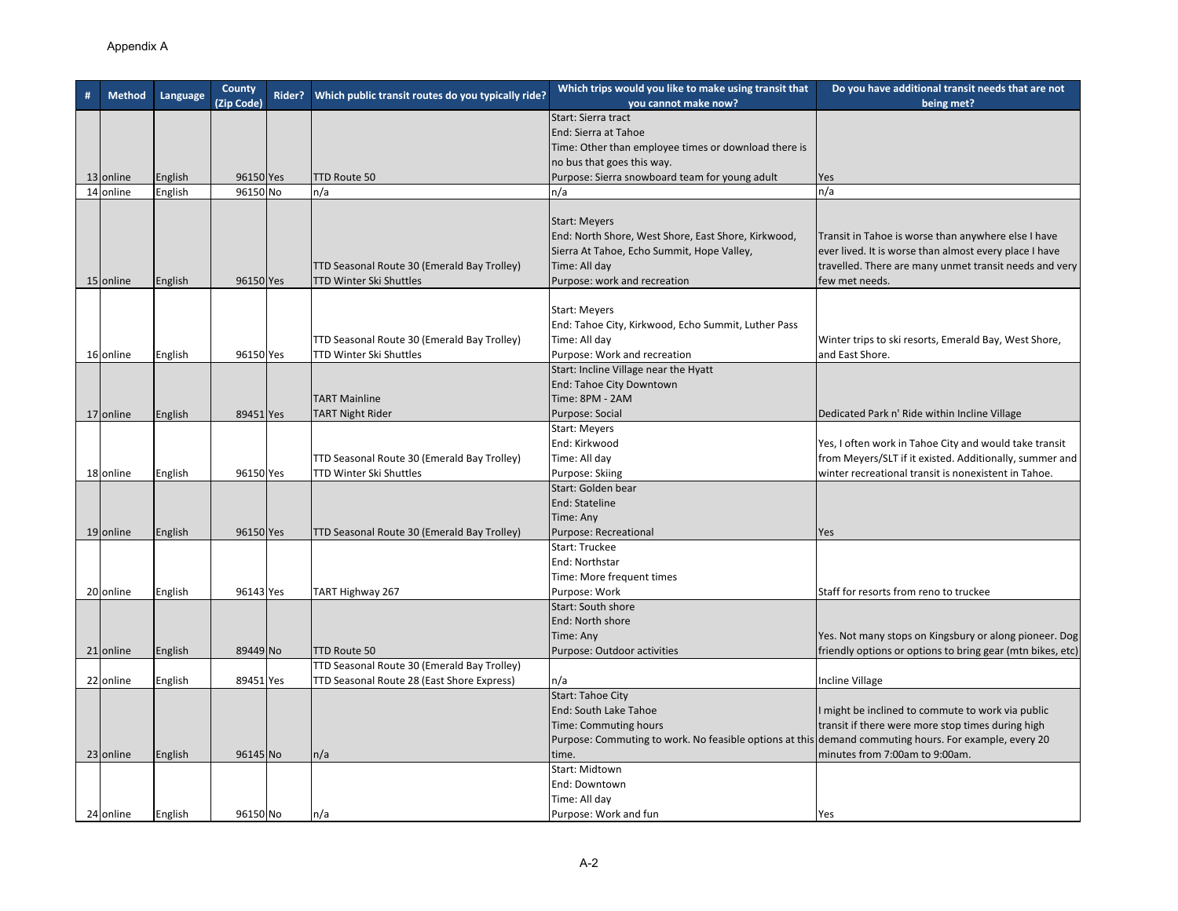Appendix A

| # | Method | Language | County (Zip Code) | Rider? | Which public transit routes do you typically ride? | Which trips would you like to make using transit that you cannot make now? | Do you have additional transit needs that are not being met? |
|---|---|---|---|---|---|---|---|
| 13 | online | English | 96150 | Yes | TTD Route 50 | Start: Sierra tract<br>End: Sierra at Tahoe<br>Time: Other than employee times or download there is no bus that goes this way.<br>Purpose: Sierra snowboard team for young adult | Yes |
| 14 | online | English | 96150 | No | n/a | n/a | n/a |
| 15 | online | English | 96150 | Yes | TTD Seasonal Route 30 (Emerald Bay Trolley)<br>TTD Winter Ski Shuttles | Start: Meyers<br>End: North Shore, West Shore, East Shore, Kirkwood, Sierra At Tahoe, Echo Summit, Hope Valley,<br>Time: All day<br>Purpose: work and recreation | Transit in Tahoe is worse than anywhere else I have ever lived. It is worse than almost every place I have travelled. There are many unmet transit needs and very few met needs. |
| 16 | online | English | 96150 | Yes | TTD Seasonal Route 30 (Emerald Bay Trolley)<br>TTD Winter Ski Shuttles | Start: Meyers<br>End: Tahoe City, Kirkwood, Echo Summit, Luther Pass<br>Time: All day<br>Purpose: Work and recreation | Winter trips to ski resorts, Emerald Bay, West Shore, and East Shore. |
| 17 | online | English | 89451 | Yes | TART Mainline<br>TART Night Rider | Start: Incline Village near the Hyatt<br>End: Tahoe City Downtown<br>Time: 8PM - 2AM<br>Purpose: Social | Dedicated Park n' Ride within Incline Village |
| 18 | online | English | 96150 | Yes | TTD Seasonal Route 30 (Emerald Bay Trolley)<br>TTD Winter Ski Shuttles | Start: Meyers<br>End: Kirkwood<br>Time: All day<br>Purpose: Skiing | Yes, I often work in Tahoe City and would take transit from Meyers/SLT if it existed. Additionally, summer and winter recreational transit is nonexistent in Tahoe. |
| 19 | online | English | 96150 | Yes | TTD Seasonal Route 30 (Emerald Bay Trolley) | Start: Golden bear<br>End: Stateline<br>Time: Any<br>Purpose: Recreational | Yes |
| 20 | online | English | 96143 | Yes | TART Highway 267 | Start: Truckee<br>End: Northstar<br>Time: More frequent times<br>Purpose: Work | Staff for resorts from reno to truckee |
| 21 | online | English | 89449 | No | TTD Route 50 | Start: South shore<br>End: North shore<br>Time: Any<br>Purpose: Outdoor activities | Yes. Not many stops on Kingsbury or along pioneer. Dog friendly options or options to bring gear (mtn bikes, etc) |
| 22 | online | English | 89451 | Yes | TTD Seasonal Route 30 (Emerald Bay Trolley)<br>TTD Seasonal Route 28 (East Shore Express) | n/a | Incline Village |
| 23 | online | English | 96145 | No | n/a | Start: Tahoe City<br>End: South Lake Tahoe<br>Time: Commuting hours<br>Purpose: Commuting to work. No feasible options at this time. | I might be inclined to commute to work via public transit if there were more stop times during high demand commuting hours. For example, every 20 minutes from 7:00am to 9:00am. |
| 24 | online | English | 96150 | No | n/a | Start: Midtown<br>End: Downtown<br>Time: All day<br>Purpose: Work and fun | Yes |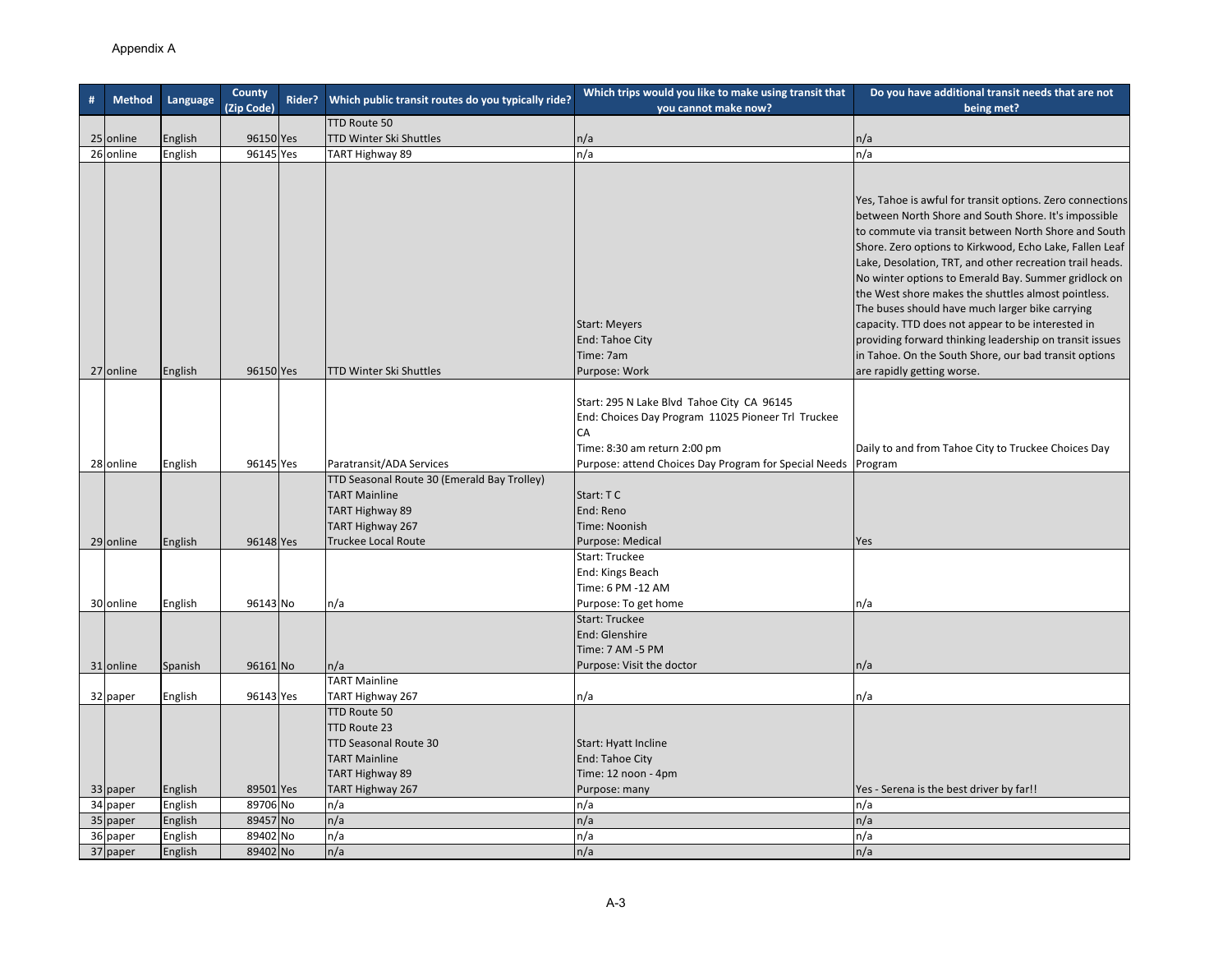Appendix A

| # | Method | Language | County (Zip Code) | Rider? | Which public transit routes do you typically ride? | Which trips would you like to make using transit that you cannot make now? | Do you have additional transit needs that are not being met? |
|---|---|---|---|---|---|---|---|
| 25 | online | English | 96150 | Yes | TTD Route 50<br>TTD Winter Ski Shuttles | n/a | n/a |
| 26 | online | English | 96145 | Yes | TART Highway 89 | n/a | n/a |
| 27 | online | English | 96150 | Yes | TTD Winter Ski Shuttles | Start: Meyers<br>End: Tahoe City<br>Time: 7am<br>Purpose: Work | Yes, Tahoe is awful for transit options. Zero connections between North Shore and South Shore. It's impossible to commute via transit between North Shore and South Shore. Zero options to Kirkwood, Echo Lake, Fallen Leaf Lake, Desolation, TRT, and other recreation trail heads. No winter options to Emerald Bay. Summer gridlock on the West shore makes the shuttles almost pointless. The buses should have much larger bike carrying capacity. TTD does not appear to be interested in providing forward thinking leadership on transit issues in Tahoe. On the South Shore, our bad transit options are rapidly getting worse. |
| 28 | online | English | 96145 | Yes | Paratransit/ADA Services | Start: 295 N Lake Blvd Tahoe City CA 96145<br>End: Choices Day Program 11025 Pioneer Trl Truckee CA<br>Time: 8:30 am return 2:00 pm<br>Purpose: attend Choices Day Program for Special Needs | Daily to and from Tahoe City to Truckee Choices Day Program |
| 29 | online | English | 96148 | Yes | TTD Seasonal Route 30 (Emerald Bay Trolley)<br>TART Mainline<br>TART Highway 89<br>TART Highway 267<br>Truckee Local Route | Start: T C<br>End: Reno<br>Time: Noonish<br>Purpose: Medical | Yes |
| 30 | online | English | 96143 | No | n/a | Start: Truckee<br>End: Kings Beach<br>Time: 6 PM -12 AM<br>Purpose: To get home | n/a |
| 31 | online | Spanish | 96161 | No | n/a | Start: Truckee<br>End: Glenshire<br>Time: 7 AM -5 PM<br>Purpose: Visit the doctor | n/a |
| 32 | paper | English | 96143 | Yes | TART Mainline<br>TART Highway 267 | n/a | n/a |
| 33 | paper | English | 89501 | Yes | TTD Route 50<br>TTD Route 23<br>TTD Seasonal Route 30<br>TART Mainline<br>TART Highway 89<br>TART Highway 267 | Start: Hyatt Incline<br>End: Tahoe City<br>Time: 12 noon - 4pm<br>Purpose: many | Yes - Serena is the best driver by far!! |
| 34 | paper | English | 89706 | No | n/a | n/a | n/a |
| 35 | paper | English | 89457 | No | n/a | n/a | n/a |
| 36 | paper | English | 89402 | No | n/a | n/a | n/a |
| 37 | paper | English | 89402 | No | n/a | n/a | n/a |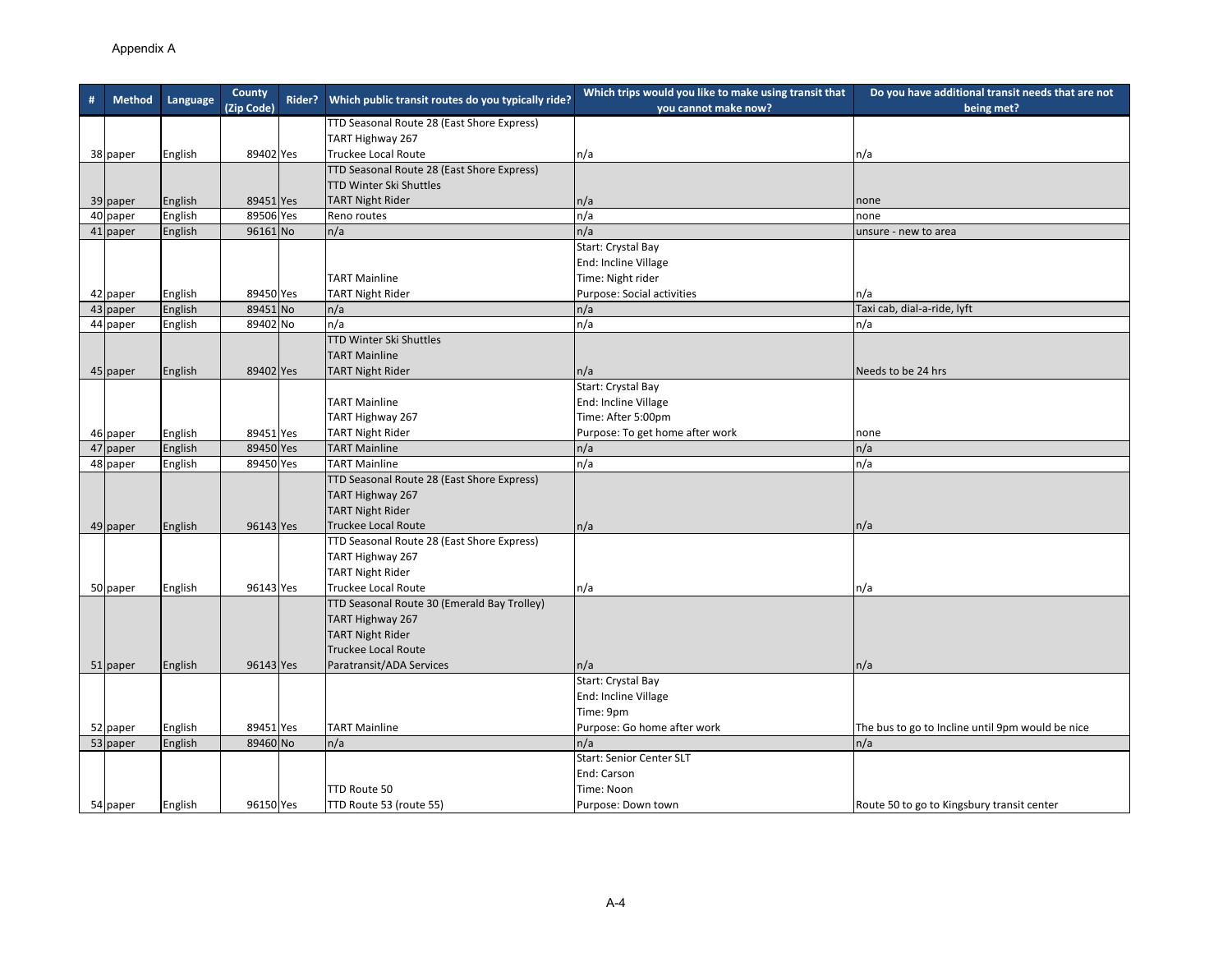Appendix A

| # | Method | Language | County (Zip Code) | Rider? | Which public transit routes do you typically ride? | Which trips would you like to make using transit that you cannot make now? | Do you have additional transit needs that are not being met? |
|---|---|---|---|---|---|---|---|
| 38 | paper | English | 89402 | Yes | TTD Seasonal Route 28 (East Shore Express)<br>TART Highway 267<br>Truckee Local Route | n/a | n/a |
| 39 | paper | English | 89451 | Yes | TTD Seasonal Route 28 (East Shore Express)<br>TTD Winter Ski Shuttles<br>TART Night Rider | n/a | none |
| 40 | paper | English | 89506 | Yes | Reno routes | n/a | none |
| 41 | paper | English | 96161 | No | n/a | n/a | unsure - new to area |
| 42 | paper | English | 89450 | Yes | TART Mainline<br>TART Night Rider | Start: Crystal Bay<br>End: Incline Village<br>Time: Night rider<br>Purpose: Social activities | n/a |
| 43 | paper | English | 89451 | No | n/a | n/a | Taxi cab, dial-a-ride, lyft |
| 44 | paper | English | 89402 | No | n/a | n/a | n/a |
| 45 | paper | English | 89402 | Yes | TTD Winter Ski Shuttles<br>TART Mainline<br>TART Night Rider | n/a | Needs to be 24 hrs |
| 46 | paper | English | 89451 | Yes | TART Mainline<br>TART Highway 267<br>TART Night Rider | Start: Crystal Bay<br>End: Incline Village<br>Time: After 5:00pm<br>Purpose: To get home after work | none |
| 47 | paper | English | 89450 | Yes | TART Mainline | n/a | n/a |
| 48 | paper | English | 89450 | Yes | TART Mainline | n/a | n/a |
| 49 | paper | English | 96143 | Yes | TTD Seasonal Route 28 (East Shore Express)<br>TART Highway 267<br>TART Night Rider<br>Truckee Local Route | n/a | n/a |
| 50 | paper | English | 96143 | Yes | TTD Seasonal Route 28 (East Shore Express)<br>TART Highway 267<br>TART Night Rider<br>Truckee Local Route | n/a | n/a |
| 51 | paper | English | 96143 | Yes | TTD Seasonal Route 30 (Emerald Bay Trolley)<br>TART Highway 267<br>TART Night Rider<br>Truckee Local Route<br>Paratransit/ADA Services | n/a | n/a |
| 52 | paper | English | 89451 | Yes | TART Mainline | Start: Crystal Bay<br>End: Incline Village<br>Time: 9pm<br>Purpose: Go home after work | The bus to go to Incline until 9pm would be nice |
| 53 | paper | English | 89460 | No | n/a | n/a | n/a |
| 54 | paper | English | 96150 | Yes | TTD Route 50<br>TTD Route 53 (route 55) | Start: Senior Center SLT<br>End: Carson<br>Time: Noon<br>Purpose: Down town | Route 50 to go to Kingsbury transit center |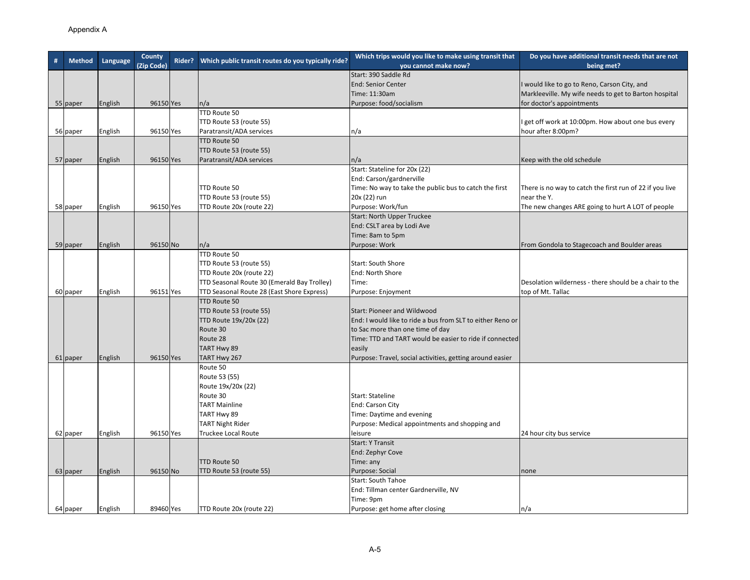Appendix A

| # | Method | Language | County (Zip Code) | Rider? | Which public transit routes do you typically ride? | Which trips would you like to make using transit that you cannot make now? | Do you have additional transit needs that are not being met? |
|---|---|---|---|---|---|---|---|
| 55 | paper | English | 96150 | Yes | n/a | Start: 390 Saddle Rd<br>End: Senior Center<br>Time: 11:30am<br>Purpose: food/socialism | I would like to go to Reno, Carson City, and Markleeville. My wife needs to get to Barton hospital for doctor's appointments |
| 56 | paper | English | 96150 | Yes | TTD Route 50<br>TTD Route 53 (route 55)<br>Paratransit/ADA services | n/a | I get off work at 10:00pm. How about one bus every hour after 8:00pm? |
| 57 | paper | English | 96150 | Yes | TTD Route 50<br>TTD Route 53 (route 55)<br>Paratransit/ADA services | n/a | Keep with the old schedule |
| 58 | paper | English | 96150 | Yes | TTD Route 50<br>TTD Route 53 (route 55)<br>TTD Route 20x (route 22) | Start: Stateline for 20x (22)<br>End: Carson/gardnerville<br>Time: No way to take the public bus to catch the first 20x (22) run<br>Purpose: Work/fun | There is no way to catch the first run of 22 if you live near the Y.<br>The new changes ARE going to hurt A LOT of people |
| 59 | paper | English | 96150 | No | n/a | Start: North Upper Truckee<br>End: CSLT area by Lodi Ave<br>Time: 8am to 5pm<br>Purpose: Work | From Gondola to Stagecoach and Boulder areas |
| 60 | paper | English | 96151 | Yes | TTD Route 50<br>TTD Route 53 (route 55)<br>TTD Route 20x (route 22)<br>TTD Seasonal Route 30 (Emerald Bay Trolley)<br>TTD Seasonal Route 28 (East Shore Express) | Start: South Shore<br>End: North Shore<br>Time:<br>Purpose: Enjoyment | Desolation wilderness - there should be a chair to the top of Mt. Tallac |
| 61 | paper | English | 96150 | Yes | TTD Route 50<br>TTD Route 53 (route 55)<br>TTD Route 19x/20x (22)<br>Route 30<br>Route 28<br>TART Hwy 89<br>TART Hwy 267 | Start: Pioneer and Wildwood<br>End: I would like to ride a bus from SLT to either Reno or to Sac more than one time of day<br>Time: TTD and TART would be easier to ride if connected easily<br>Purpose: Travel, social activities, getting around easier | |
| 62 | paper | English | 96150 | Yes | Route 50<br>Route 53 (55)<br>Route 19x/20x (22)<br>Route 30<br>TART Mainline<br>TART Hwy 89<br>TART Night Rider<br>Truckee Local Route | Start: Stateline<br>End: Carson City<br>Time: Daytime and evening<br>Purpose: Medical appointments and shopping and leisure | 24 hour city bus service |
| 63 | paper | English | 96150 | No | TTD Route 50<br>TTD Route 53 (route 55) | Start: Y Transit<br>End: Zephyr Cove<br>Time: any<br>Purpose: Social | none |
| 64 | paper | English | 89460 | Yes | TTD Route 20x (route 22) | Start: South Tahoe<br>End: Tillman center Gardnerville, NV<br>Time: 9pm<br>Purpose: get home after closing | n/a |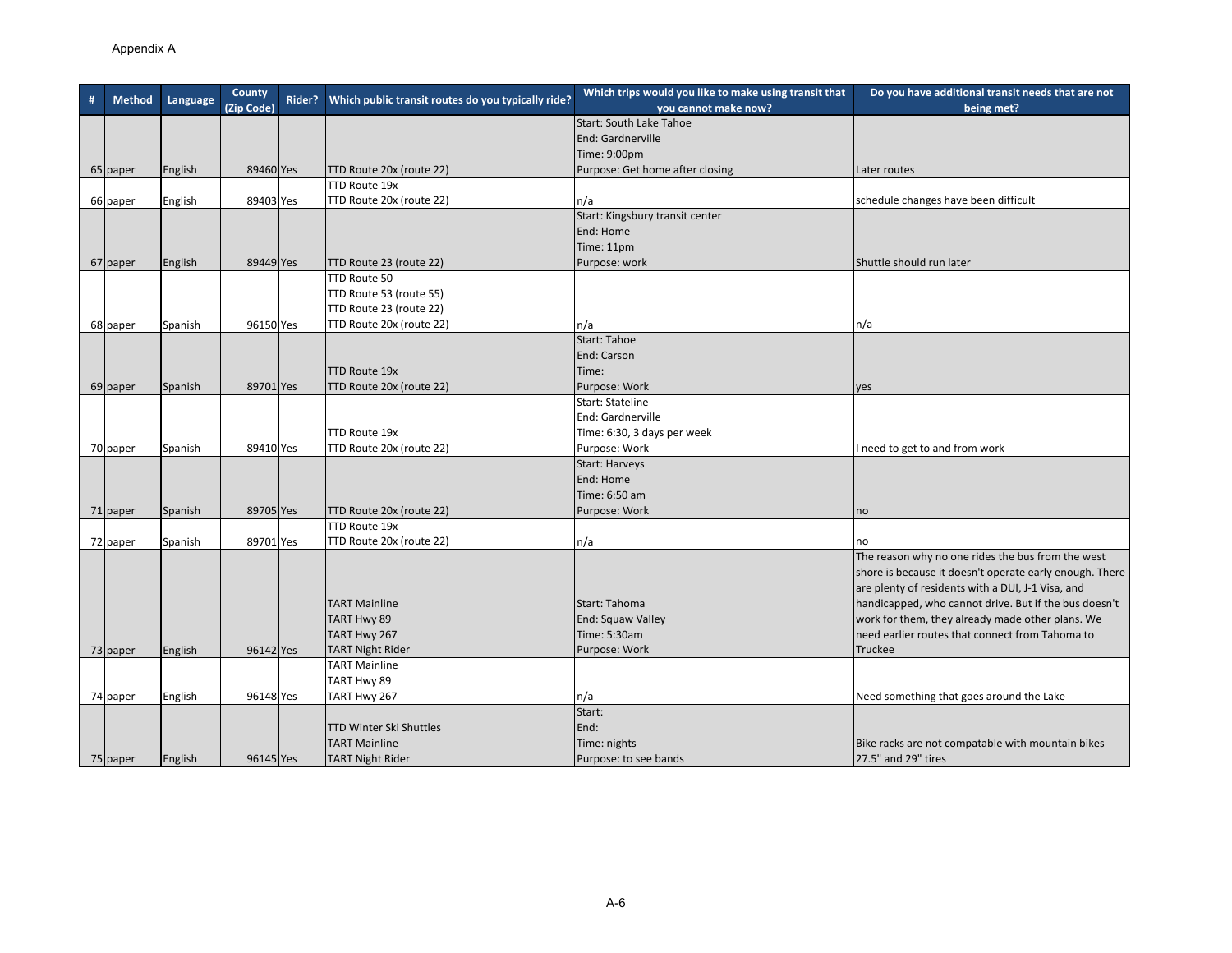Appendix A

| # | Method | Language | County (Zip Code) | Rider? | Which public transit routes do you typically ride? | Which trips would you like to make using transit that you cannot make now? | Do you have additional transit needs that are not being met? |
|---|---|---|---|---|---|---|---|
| 65 | paper | English | 89460 | Yes | TTD Route 20x (route 22) | Start: South Lake Tahoe<br>End: Gardnerville<br>Time: 9:00pm<br>Purpose: Get home after closing | Later routes |
| 66 | paper | English | 89403 | Yes | TTD Route 19x<br>TTD Route 20x (route 22) | n/a | schedule changes have been difficult |
| 67 | paper | English | 89449 | Yes | TTD Route 23 (route 22) | Start: Kingsbury transit center<br>End: Home<br>Time: 11pm<br>Purpose: work | Shuttle should run later |
| 68 | paper | Spanish | 96150 | Yes | TTD Route 50<br>TTD Route 53 (route 55)<br>TTD Route 23 (route 22)<br>TTD Route 20x (route 22) | n/a | n/a |
| 69 | paper | Spanish | 89701 | Yes | TTD Route 19x<br>TTD Route 20x (route 22) | Start: Tahoe<br>End: Carson<br>Time:<br>Purpose: Work | yes |
| 70 | paper | Spanish | 89410 | Yes | TTD Route 19x<br>TTD Route 20x (route 22) | Start: Stateline<br>End: Gardnerville<br>Time: 6:30, 3 days per week<br>Purpose: Work | I need to get to and from work |
| 71 | paper | Spanish | 89705 | Yes | TTD Route 20x (route 22) | Start: Harveys<br>End: Home<br>Time: 6:50 am<br>Purpose: Work | no |
| 72 | paper | Spanish | 89701 | Yes | TTD Route 19x<br>TTD Route 20x (route 22) | n/a | no |
| 73 | paper | English | 96142 | Yes | TART Mainline<br>TART Hwy 89<br>TART Hwy 267<br>TART Night Rider | Start: Tahoma<br>End: Squaw Valley<br>Time: 5:30am<br>Purpose: Work | The reason why no one rides the bus from the west shore is because it doesn't operate early enough. There are plenty of residents with a DUI, J-1 Visa, and handicapped, who cannot drive. But if the bus doesn't work for them, they already made other plans. We need earlier routes that connect from Tahoma to Truckee |
| 74 | paper | English | 96148 | Yes | TART Mainline<br>TART Hwy 89<br>TART Hwy 267 | n/a | Need something that goes around the Lake |
| 75 | paper | English | 96145 | Yes | TTD Winter Ski Shuttles<br>TART Mainline<br>TART Night Rider | Start:<br>End:<br>Time: nights<br>Purpose: to see bands | Bike racks are not compatable with mountain bikes 27.5" and 29" tires |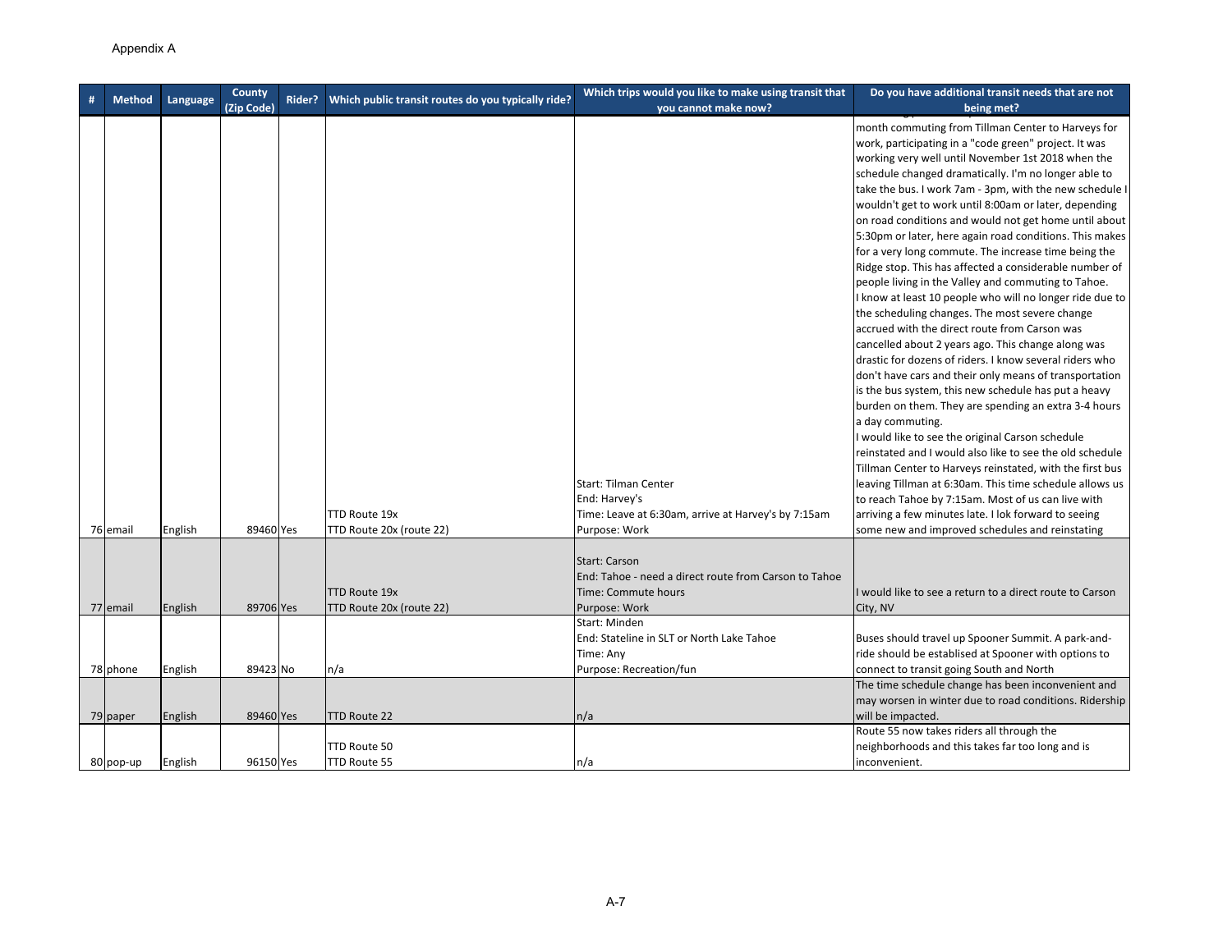Appendix A

| # | Method | Language | County (Zip Code) | Rider? | Which public transit routes do you typically ride? | Which trips would you like to make using transit that you cannot make now? | Do you have additional transit needs that are not being met? |
|---|---|---|---|---|---|---|---|
| 76 | email | English | 89460 | Yes | TTD Route 19x<br>TTD Route 20x (route 22) | Start: Tilman Center<br>End: Harvey's<br>Time: Leave at 6:30am, arrive at Harvey's by 7:15am<br>Purpose: Work | month commuting from Tillman Center to Harveys for work, participating in a "code green" project. It was working very well until November 1st 2018 when the schedule changed dramatically. I'm no longer able to take the bus. I work 7am - 3pm, with the new schedule I wouldn't get to work until 8:00am or later, depending on road conditions and would not get home until about 5:30pm or later, here again road conditions. This makes for a very long commute. The increase time being the Ridge stop. This has affected a considerable number of people living in the Valley and commuting to Tahoe.<br>I know at least 10 people who will no longer ride due to the scheduling changes. The most severe change accrued with the direct route from Carson was cancelled about 2 years ago. This change along was drastic for dozens of riders. I know several riders who don't have cars and their only means of transportation is the bus system, this new schedule has put a heavy burden on them. They are spending an extra 3-4 hours a day commuting.<br>I would like to see the original Carson schedule reinstated and I would also like to see the old schedule Tillman Center to Harveys reinstated, with the first bus leaving Tillman at 6:30am. This time schedule allows us to reach Tahoe by 7:15am. Most of us can live with arriving a few minutes late. I lok forward to seeing some new and improved schedules and reinstating |
| 77 | email | English | 89706 | Yes | TTD Route 19x<br>TTD Route 20x (route 22) | Start: Carson<br>End: Tahoe - need a direct route from Carson to Tahoe<br>Time: Commute hours<br>Purpose: Work | I would like to see a return to a direct route to Carson City, NV |
| 78 | phone | English | 89423 | No | n/a | Start: Minden<br>End: Stateline in SLT or North Lake Tahoe<br>Time: Any<br>Purpose: Recreation/fun | Buses should travel up Spooner Summit. A park-and-ride should be establised at Spooner with options to connect to transit going South and North |
| 79 | paper | English | 89460 | Yes | TTD Route 22 | n/a | The time schedule change has been inconvenient and may worsen in winter due to road conditions. Ridership will be impacted. |
| 80 | pop-up | English | 96150 | Yes | TTD Route 50<br>TTD Route 55 | n/a | Route 55 now takes riders all through the neighborhoods and this takes far too long and is inconvenient. |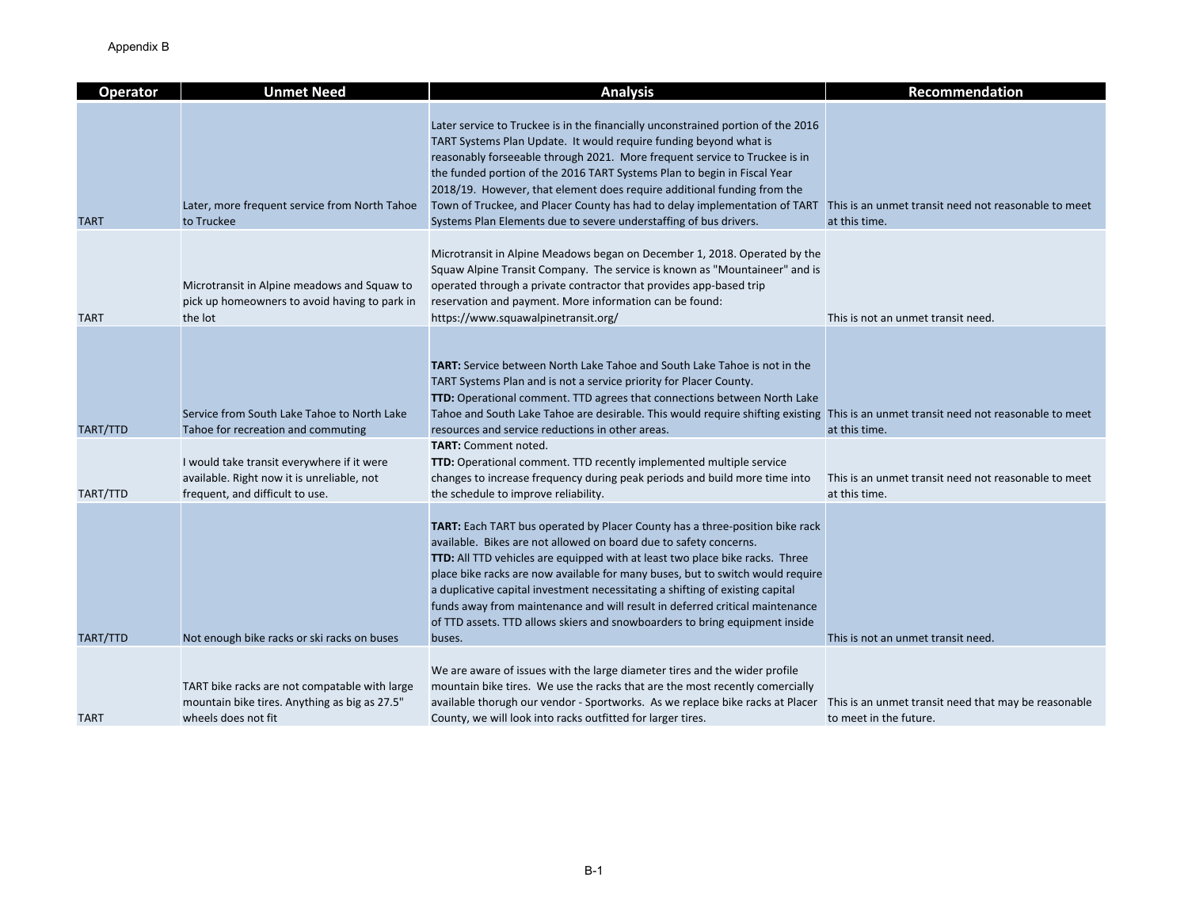Appendix B

| Operator | Unmet Need | Analysis | Recommendation |
|---|---|---|---|
| TART | Later, more frequent service from North Tahoe to Truckee | Later service to Truckee is in the financially unconstrained portion of the 2016 TART Systems Plan Update. It would require funding beyond what is reasonably forseeable through 2021. More frequent service to Truckee is in the funded portion of the 2016 TART Systems Plan to begin in Fiscal Year 2018/19. However, that element does require additional funding from the Town of Truckee, and Placer County has had to delay implementation of TART Systems Plan Elements due to severe understaffing of bus drivers. | This is an unmet transit need not reasonable to meet at this time. |
| TART | Microtransit in Alpine meadows and Squaw to pick up homeowners to avoid having to park in the lot | Microtransit in Alpine Meadows began on December 1, 2018. Operated by the Squaw Alpine Transit Company. The service is known as "Mountaineer" and is operated through a private contractor that provides app-based trip reservation and payment. More information can be found: https://www.squawalpinetransit.org/ | This is not an unmet transit need. |
| TART/TTD | Service from South Lake Tahoe to North Lake Tahoe for recreation and commuting | **TART:** Service between North Lake Tahoe and South Lake Tahoe is not in the TART Systems Plan and is not a service priority for Placer County. **TTD:** Operational comment. TTD agrees that connections between North Lake Tahoe and South Lake Tahoe are desirable. This would require shifting existing resources and service reductions in other areas. | This is an unmet transit need not reasonable to meet at this time. |
| TART/TTD | I would take transit everywhere if it were available. Right now it is unreliable, not frequent, and difficult to use. | **TART:** Comment noted. **TTD:** Operational comment. TTD recently implemented multiple service changes to increase frequency during peak periods and build more time into the schedule to improve reliability. | This is an unmet transit need not reasonable to meet at this time. |
| TART/TTD | Not enough bike racks or ski racks on buses | **TART:** Each TART bus operated by Placer County has a three-position bike rack available. Bikes are not allowed on board due to safety concerns. **TTD:** All TTD vehicles are equipped with at least two place bike racks. Three place bike racks are now available for many buses, but to switch would require a duplicative capital investment necessitating a shifting of existing capital funds away from maintenance and will result in deferred critical maintenance of TTD assets. TTD allows skiers and snowboarders to bring equipment inside buses. | This is not an unmet transit need. |
| TART | TART bike racks are not compatable with large mountain bike tires. Anything as big as 27.5" wheels does not fit | We are aware of issues with the large diameter tires and the wider profile mountain bike tires. We use the racks that are the most recently comercially available thorugh our vendor - Sportworks. As we replace bike racks at Placer County, we will look into racks outfitted for larger tires. | This is an unmet transit need that may be reasonable to meet in the future. |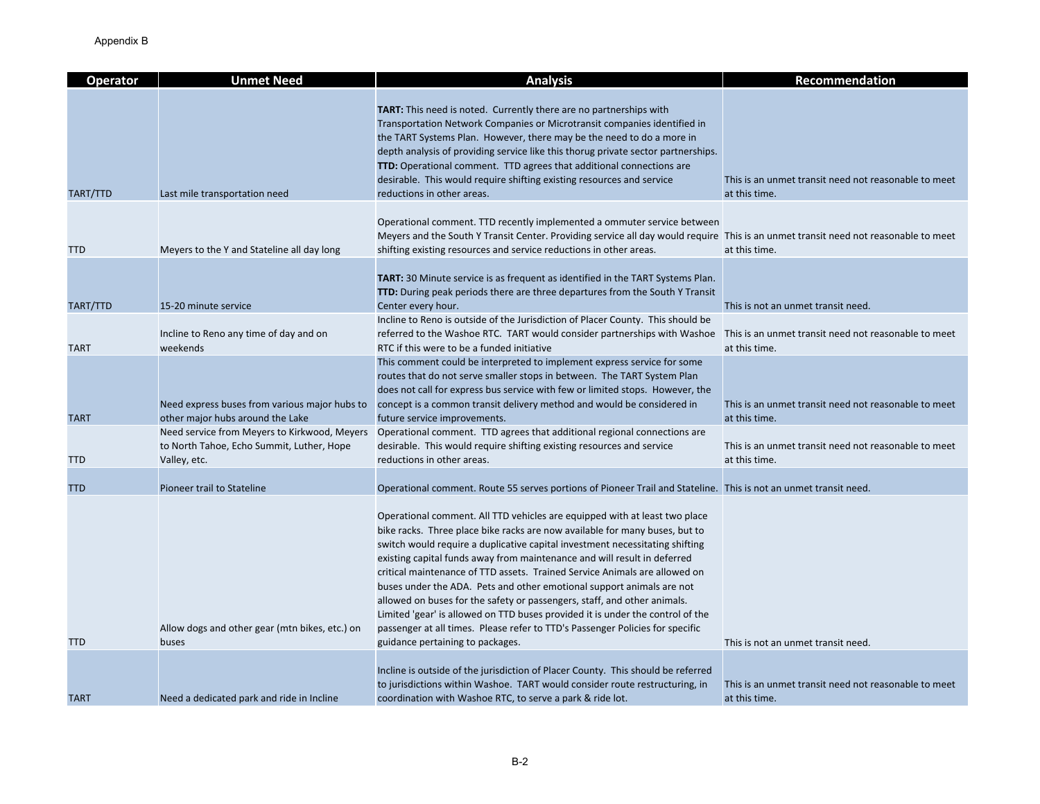Appendix B

| Operator | Unmet Need | Analysis | Recommendation |
|---|---|---|---|
| TART/TTD | Last mile transportation need | **TART:** This need is noted. Currently there are no partnerships with Transportation Network Companies or Microtransit companies identified in the TART Systems Plan. However, there may be the need to do a more in depth analysis of providing service like this thorug private sector partnerships. **TTD:** Operational comment. TTD agrees that additional connections are desirable. This would require shifting existing resources and service reductions in other areas. | This is an unmet transit need not reasonable to meet at this time. |
| TTD | Meyers to the Y and Stateline all day long | Operational comment. TTD recently implemented a ommuter service between Meyers and the South Y Transit Center. Providing service all day would require shifting existing resources and service reductions in other areas. | This is an unmet transit need not reasonable to meet at this time. |
| TART/TTD | 15-20 minute service | **TART:** 30 Minute service is as frequent as identified in the TART Systems Plan. **TTD:** During peak periods there are three departures from the South Y Transit Center every hour. | This is not an unmet transit need. |
| TART | Incline to Reno any time of day and on weekends | Incline to Reno is outside of the Jurisdiction of Placer County. This should be referred to the Washoe RTC. TART would consider partnerships with Washoe RTC if this were to be a funded initiative | This is an unmet transit need not reasonable to meet at this time. |
| TART | Need express buses from various major hubs to other major hubs around the Lake | This comment could be interpreted to implement express service for some routes that do not serve smaller stops in between. The TART System Plan does not call for express bus service with few or limited stops. However, the concept is a common transit delivery method and would be considered in future service improvements. | This is an unmet transit need not reasonable to meet at this time. |
| TTD | Need service from Meyers to Kirkwood, Meyers to North Tahoe, Echo Summit, Luther, Hope Valley, etc. | Operational comment. TTD agrees that additional regional connections are desirable. This would require shifting existing resources and service reductions in other areas. | This is an unmet transit need not reasonable to meet at this time. |
| TTD | Pioneer trail to Stateline | Operational comment. Route 55 serves portions of Pioneer Trail and Stateline. | This is not an unmet transit need. |
| TTD | Allow dogs and other gear (mtn bikes, etc.) on buses | Operational comment. All TTD vehicles are equipped with at least two place bike racks. Three place bike racks are now available for many buses, but to switch would require a duplicative capital investment necessitating shifting existing capital funds away from maintenance and will result in deferred critical maintenance of TTD assets. Trained Service Animals are allowed on buses under the ADA. Pets and other emotional support animals are not allowed on buses for the safety or passengers, staff, and other animals. Limited 'gear' is allowed on TTD buses provided it is under the control of the passenger at all times. Please refer to TTD's Passenger Policies for specific guidance pertaining to packages. | This is not an unmet transit need. |
| TART | Need a dedicated park and ride in Incline | Incline is outside of the jurisdiction of Placer County. This should be referred to jurisdictions within Washoe. TART would consider route restructuring, in coordination with Washoe RTC, to serve a park & ride lot. | This is an unmet transit need not reasonable to meet at this time. |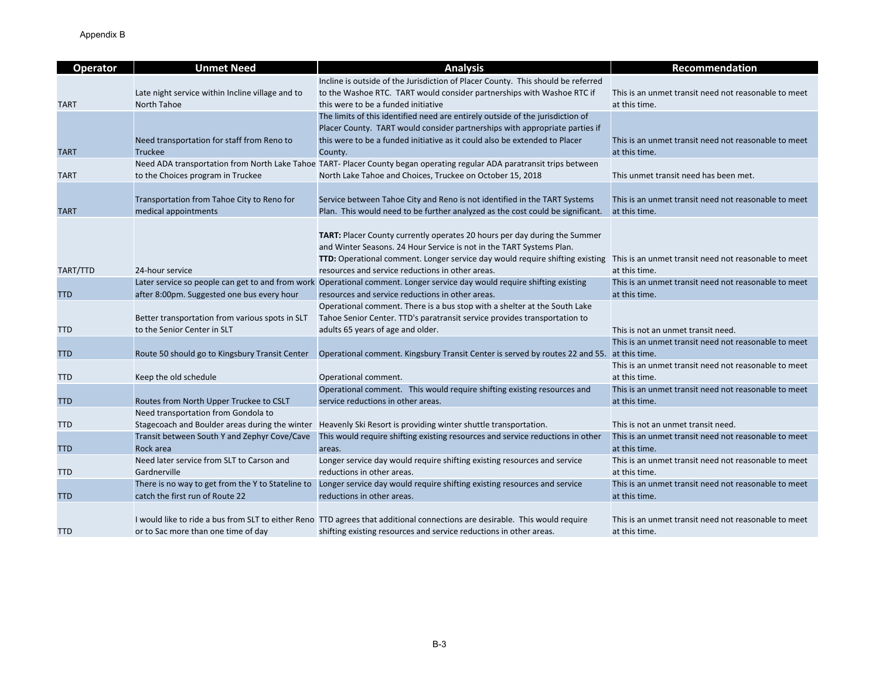Appendix B

| Operator | Unmet Need | Analysis | Recommendation |
|---|---|---|---|
| TART | Late night service within Incline village and to North Tahoe | Incline is outside of the Jurisdiction of Placer County. This should be referred to the Washoe RTC. TART would consider partnerships with Washoe RTC if this were to be a funded initiative | This is an unmet transit need not reasonable to meet at this time. |
| TART | Need transportation for staff from Reno to Truckee | The limits of this identified need are entirely outside of the jurisdiction of Placer County. TART would consider partnerships with appropriate parties if this were to be a funded initiative as it could also be extended to Placer County. | This is an unmet transit need not reasonable to meet at this time. |
| TART | Need ADA transportation from North Lake Tahoe to the Choices program in Truckee | TART- Placer County began operating regular ADA paratransit trips between North Lake Tahoe and Choices, Truckee on October 15, 2018 | This unmet transit need has been met. |
| TART | Transportation from Tahoe City to Reno for medical appointments | Service between Tahoe City and Reno is not identified in the TART Systems Plan. This would need to be further analyzed as the cost could be significant. | This is an unmet transit need not reasonable to meet at this time. |
| TART/TTD | 24-hour service | **TART:** Placer County currently operates 20 hours per day during the Summer and Winter Seasons. 24 Hour Service is not in the TART Systems Plan. **TTD:** Operational comment. Longer service day would require shifting existing resources and service reductions in other areas. | This is an unmet transit need not reasonable to meet at this time. |
| TTD | Later service so people can get to and from work after 8:00pm. Suggested one bus every hour | Operational comment. Longer service day would require shifting existing resources and service reductions in other areas. | This is an unmet transit need not reasonable to meet at this time. |
| TTD | Better transportation from various spots in SLT to the Senior Center in SLT | Operational comment. There is a bus stop with a shelter at the South Lake Tahoe Senior Center. TTD's paratransit service provides transportation to adults 65 years of age and older. | This is not an unmet transit need. |
| TTD | Route 50 should go to Kingsbury Transit Center | Operational comment. Kingsbury Transit Center is served by routes 22 and 55. | This is an unmet transit need not reasonable to meet at this time. |
| TTD | Keep the old schedule | Operational comment. | This is an unmet transit need not reasonable to meet at this time. |
| TTD | Routes from North Upper Truckee to CSLT | Operational comment. This would require shifting existing resources and service reductions in other areas. | This is an unmet transit need not reasonable to meet at this time. |
| TTD | Need transportation from Gondola to Stagecoach and Boulder areas during the winter | Heavenly Ski Resort is providing winter shuttle transportation. | This is not an unmet transit need. |
| TTD | Transit between South Y and Zephyr Cove/Cave Rock area | This would require shifting existing resources and service reductions in other areas. | This is an unmet transit need not reasonable to meet at this time. |
| TTD | Need later service from SLT to Carson and Gardnerville | Longer service day would require shifting existing resources and service reductions in other areas. | This is an unmet transit need not reasonable to meet at this time. |
| TTD | There is no way to get from the Y to Stateline to catch the first run of Route 22 | Longer service day would require shifting existing resources and service reductions in other areas. | This is an unmet transit need not reasonable to meet at this time. |
| TTD | I would like to ride a bus from SLT to either Reno or to Sac more than one time of day | TTD agrees that additional connections are desirable. This would require shifting existing resources and service reductions in other areas. | This is an unmet transit need not reasonable to meet at this time. |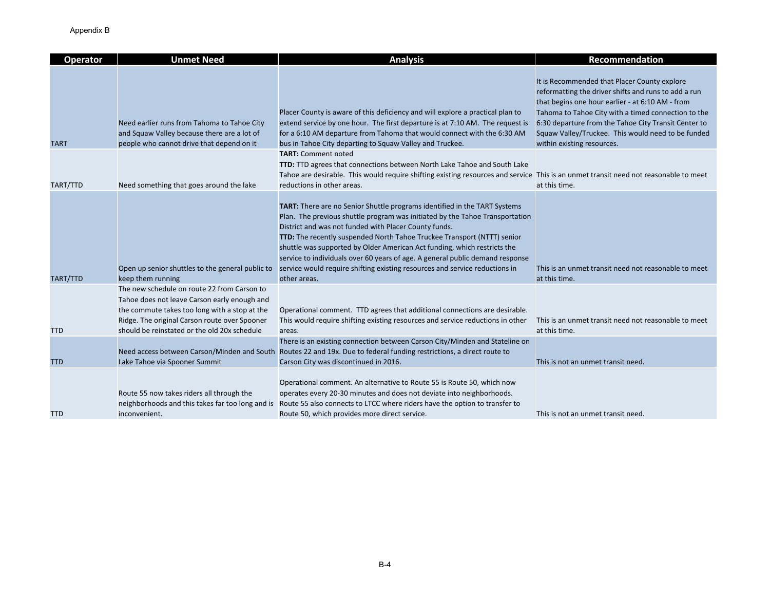Appendix B

| Operator | Unmet Need | Analysis | Recommendation |
|---|---|---|---|
| TART | Need earlier runs from Tahoma to Tahoe City and Squaw Valley because there are a lot of people who cannot drive that depend on it | Placer County is aware of this deficiency and will explore a practical plan to extend service by one hour. The first departure is at 7:10 AM. The request is for a 6:10 AM departure from Tahoma that would connect with the 6:30 AM bus in Tahoe City departing to Squaw Valley and Truckee. | It is Recommended that Placer County explore reformatting the driver shifts and runs to add a run that begins one hour earlier - at 6:10 AM - from Tahoma to Tahoe City with a timed connection to the 6:30 departure from the Tahoe City Transit Center to Squaw Valley/Truckee. This would need to be funded within existing resources. |
| TART/TTD | Need something that goes around the lake | **TART:** Comment noted<br>**TTD:** TTD agrees that connections between North Lake Tahoe and South Lake Tahoe are desirable. This would require shifting existing resources and service reductions in other areas. | This is an unmet transit need not reasonable to meet at this time. |
| TART/TTD | Open up senior shuttles to the general public to keep them running | **TART:** There are no Senior Shuttle programs identified in the TART Systems Plan. The previous shuttle program was initiated by the Tahoe Transportation District and was not funded with Placer County funds.<br>**TTD:** The recently suspended North Tahoe Truckee Transport (NTTT) senior shuttle was supported by Older American Act funding, which restricts the service to individuals over 60 years of age. A general public demand response service would require shifting existing resources and service reductions in other areas. | This is an unmet transit need not reasonable to meet at this time. |
| TTD | The new schedule on route 22 from Carson to Tahoe does not leave Carson early enough and the commute takes too long with a stop at the Ridge. The original Carson route over Spooner should be reinstated or the old 20x schedule | Operational comment. TTD agrees that additional connections are desirable. This would require shifting existing resources and service reductions in other areas. | This is an unmet transit need not reasonable to meet at this time. |
| TTD | Need access between Carson/Minden and South Lake Tahoe via Spooner Summit | There is an existing connection between Carson City/Minden and Stateline on Routes 22 and 19x. Due to federal funding restrictions, a direct route to Carson City was discontinued in 2016. | This is not an unmet transit need. |
| TTD | Route 55 now takes riders all through the neighborhoods and this takes far too long and is inconvenient. | Operational comment. An alternative to Route 55 is Route 50, which now operates every 20-30 minutes and does not deviate into neighborhoods. Route 55 also connects to LTCC where riders have the option to transfer to Route 50, which provides more direct service. | This is not an unmet transit need. |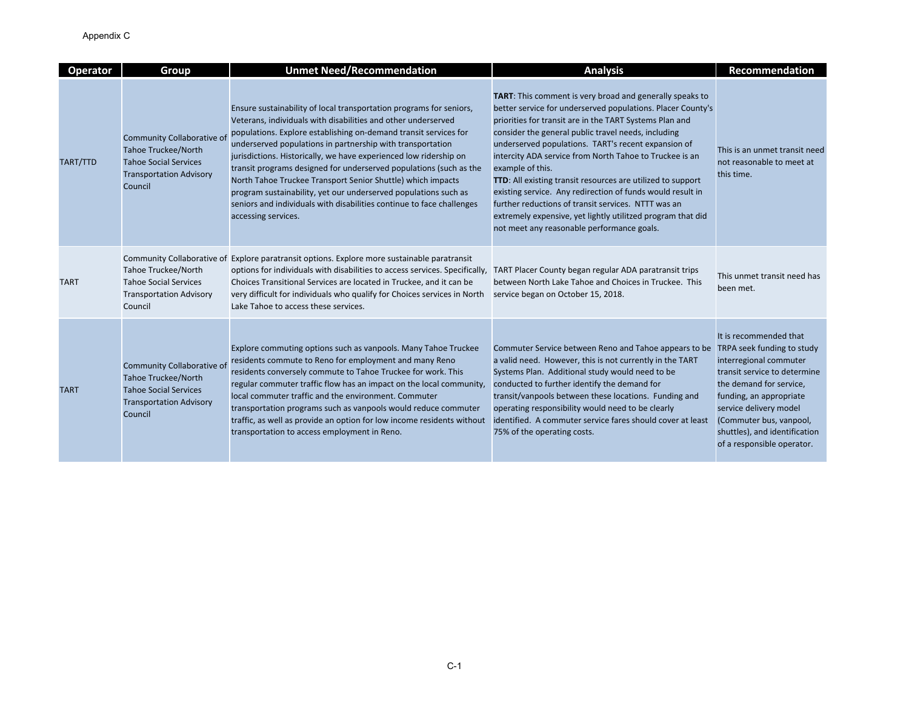Appendix C

| Operator | Group | Unmet Need/Recommendation | Analysis | Recommendation |
|---|---|---|---|---|
| TART/TTD | Community Collaborative of Tahoe Truckee/North Tahoe Social Services Transportation Advisory Council | Ensure sustainability of local transportation programs for seniors, Veterans, individuals with disabilities and other underserved populations. Explore establishing on-demand transit services for underserved populations in partnership with transportation jurisdictions. Historically, we have experienced low ridership on transit programs designed for underserved populations (such as the North Tahoe Truckee Transport Senior Shuttle) which impacts program sustainability, yet our underserved populations such as seniors and individuals with disabilities continue to face challenges accessing services. | **TART**: This comment is very broad and generally speaks to better service for underserved populations. Placer County's priorities for transit are in the TART Systems Plan and consider the general public travel needs, including underserved populations. TART's recent expansion of intercity ADA service from North Tahoe to Truckee is an example of this. **TTD**: All existing transit resources are utilized to support existing service. Any redirection of funds would result in further reductions of transit services. NTTT was an extremely expensive, yet lightly utilized program that did not meet any reasonable performance goals. | This is an unmet transit need not reasonable to meet at this time. |
| TART | Community Collaborative of Tahoe Truckee/North Tahoe Social Services Transportation Advisory Council | Explore paratransit options. Explore more sustainable paratransit options for individuals with disabilities to access services. Specifically, Choices Transitional Services are located in Truckee, and it can be very difficult for individuals who qualify for Choices services in North Lake Tahoe to access these services. | TART Placer County began regular ADA paratransit trips between North Lake Tahoe and Choices in Truckee. This service began on October 15, 2018. | This unmet transit need has been met. |
| TART | Community Collaborative of Tahoe Truckee/North Tahoe Social Services Transportation Advisory Council | Explore commuting options such as vanpools. Many Tahoe Truckee residents commute to Reno for employment and many Reno residents conversely commute to Tahoe Truckee for work. This regular commuter traffic flow has an impact on the local community, local commuter traffic and the environment. Commuter transportation programs such as vanpools would reduce commuter traffic, as well as provide an option for low income residents without transportation to access employment in Reno. | Commuter Service between Reno and Tahoe appears to be a valid need. However, this is not currently in the TART Systems Plan. Additional study would need to be conducted to further identify the demand for transit/vanpools between these locations. Funding and operating responsibility would need to be clearly identified. A commuter service fares should cover at least 75% of the operating costs. | It is recommended that TRPA seek funding to study interregional commuter transit service to determine the demand for service, funding, an appropriate service delivery model (Commuter bus, vanpool, shuttles), and identification of a responsible operator. |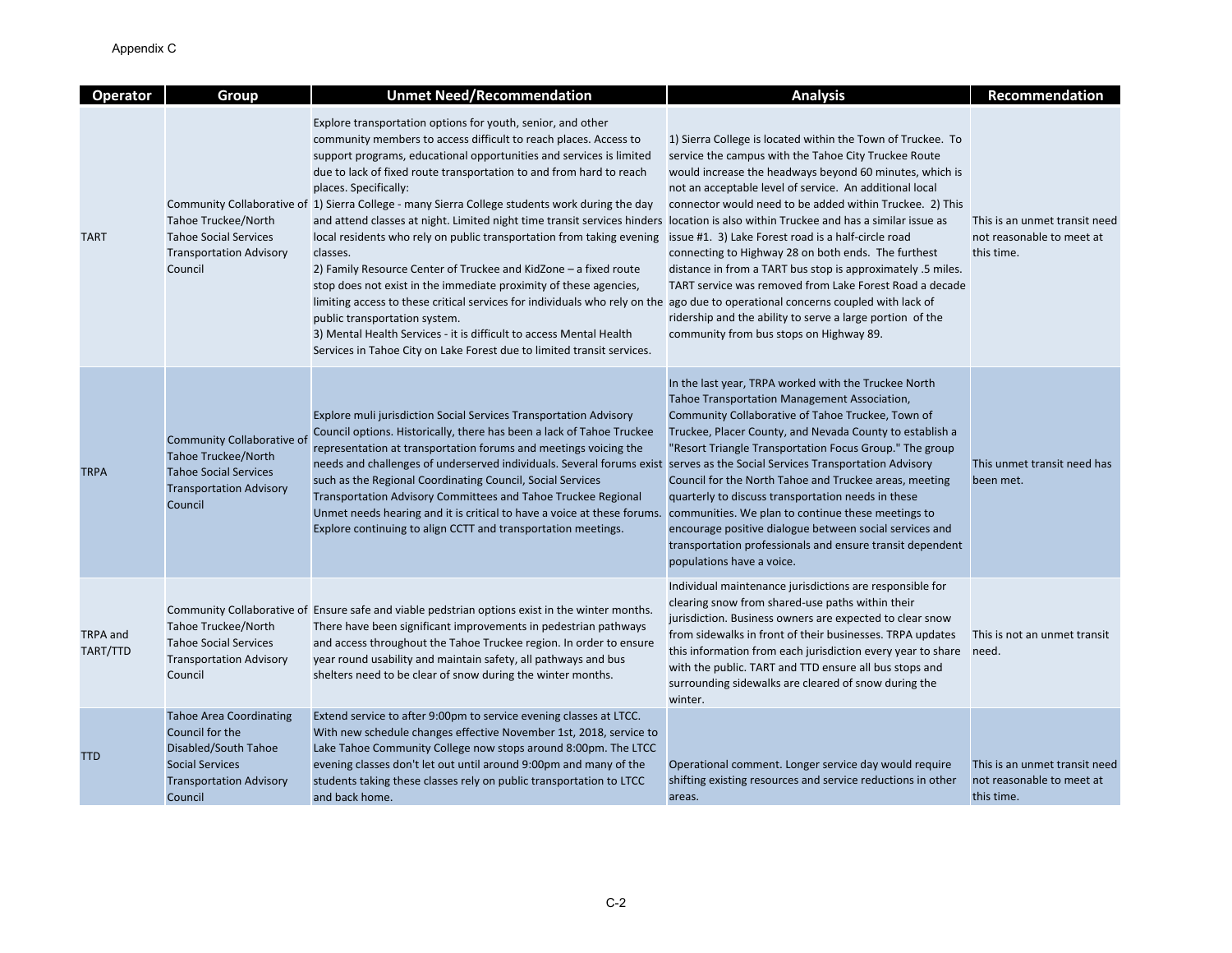Appendix C

| Operator | Group | Unmet Need/Recommendation | Analysis | Recommendation |
|---|---|---|---|---|
| TART | Community Collaborative of Tahoe Truckee/North Tahoe Social Services Transportation Advisory Council | Explore transportation options for youth, senior, and other community members to access difficult to reach places. Access to support programs, educational opportunities and services is limited due to lack of fixed route transportation to and from hard to reach places. Specifically:<br>1) Sierra College - many Sierra College students work during the day and attend classes at night. Limited night time transit services hinders local residents who rely on public transportation from taking evening classes.<br>2) Family Resource Center of Truckee and KidZone – a fixed route stop does not exist in the immediate proximity of these agencies, limiting access to these critical services for individuals who rely on the public transportation system.<br>3) Mental Health Services - it is difficult to access Mental Health Services in Tahoe City on Lake Forest due to limited transit services. | 1) Sierra College is located within the Town of Truckee. To service the campus with the Tahoe City Truckee Route would increase the headways beyond 60 minutes, which is not an acceptable level of service. An additional local connector would need to be added within Truckee. 2) This location is also within Truckee and has a similar issue as issue #1. 3) Lake Forest road is a half-circle road connecting to Highway 28 on both ends. The furthest distance in from a TART bus stop is approximately .5 miles. TART service was removed from Lake Forest Road a decade ago due to operational concerns coupled with lack of ridership and the ability to serve a large portion of the community from bus stops on Highway 89. | This is an unmet transit need not reasonable to meet at this time. |
| TRPA | Community Collaborative of Tahoe Truckee/North Tahoe Social Services Transportation Advisory Council | Explore muli jurisdiction Social Services Transportation Advisory Council options. Historically, there has been a lack of Tahoe Truckee representation at transportation forums and meetings voicing the needs and challenges of underserved individuals. Several forums exist such as the Regional Coordinating Council, Social Services Transportation Advisory Committees and Tahoe Truckee Regional Unmet needs hearing and it is critical to have a voice at these forums. Explore continuing to align CCTT and transportation meetings. | In the last year, TRPA worked with the Truckee North Tahoe Transportation Management Association, Community Collaborative of Tahoe Truckee, Town of Truckee, Placer County, and Nevada County to establish a "Resort Triangle Transportation Focus Group." The group serves as the Social Services Transportation Advisory Council for the North Tahoe and Truckee areas, meeting quarterly to discuss transportation needs in these communities. We plan to continue these meetings to encourage positive dialogue between social services and transportation professionals and ensure transit dependent populations have a voice. | This unmet transit need has been met. |
| TRPA and TART/TTD | Community Collaborative of Tahoe Truckee/North Tahoe Social Services Transportation Advisory Council | Ensure safe and viable pedstrian options exist in the winter months. There have been significant improvements in pedestrian pathways and access throughout the Tahoe Truckee region. In order to ensure year round usability and maintain safety, all pathways and bus shelters need to be clear of snow during the winter months. | Individual maintenance jurisdictions are responsible for clearing snow from shared-use paths within their jurisdiction. Business owners are expected to clear snow from sidewalks in front of their businesses. TRPA updates this information from each jurisdiction every year to share with the public. TART and TTD ensure all bus stops and surrounding sidewalks are cleared of snow during the winter. | This is not an unmet transit need. |
| TTD | Tahoe Area Coordinating Council for the Disabled/South Tahoe Social Services Transportation Advisory Council | Extend service to after 9:00pm to service evening classes at LTCC. With new schedule changes effective November 1st, 2018, service to Lake Tahoe Community College now stops around 8:00pm. The LTCC evening classes don't let out until around 9:00pm and many of the students taking these classes rely on public transportation to LTCC and back home. | Operational comment. Longer service day would require shifting existing resources and service reductions in other areas. | This is an unmet transit need not reasonable to meet at this time. |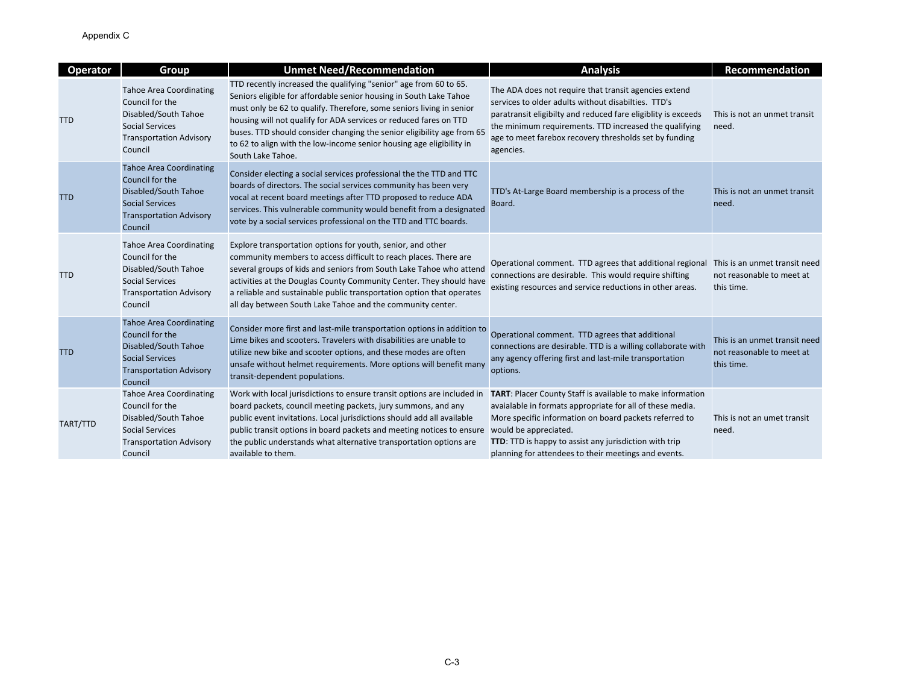Appendix C

| Operator | Group | Unmet Need/Recommendation | Analysis | Recommendation |
| --- | --- | --- | --- | --- |
| TTD | Tahoe Area Coordinating Council for the Disabled/South Tahoe Social Services Transportation Advisory Council | TTD recently increased the qualifying "senior" age from 60 to 65. Seniors eligible for affordable senior housing in South Lake Tahoe must only be 62 to qualify. Therefore, some seniors living in senior housing will not qualify for ADA services or reduced fares on TTD buses. TTD should consider changing the senior eligibility age from 65 to 62 to align with the low-income senior housing age eligibility in South Lake Tahoe. | The ADA does not require that transit agencies extend services to older adults without disabilties. TTD's paratransit eligibilty and reduced fare eligiblity is exceeds the minimum requirements. TTD increased the qualifying age to meet farebox recovery thresholds set by funding agencies. | This is not an unmet transit need. |
| TTD | Tahoe Area Coordinating Council for the Disabled/South Tahoe Social Services Transportation Advisory Council | Consider electing a social services professional the the TTD and TTC boards of directors. The social services community has been very vocal at recent board meetings after TTD proposed to reduce ADA services. This vulnerable community would benefit from a designated vote by a social services professional on the TTD and TTC boards. | TTD's At-Large Board membership is a process of the Board. | This is not an unmet transit need. |
| TTD | Tahoe Area Coordinating Council for the Disabled/South Tahoe Social Services Transportation Advisory Council | Explore transportation options for youth, senior, and other community members to access difficult to reach places. There are several groups of kids and seniors from South Lake Tahoe who attend activities at the Douglas County Community Center. They should have a reliable and sustainable public transportation option that operates all day between South Lake Tahoe and the community center. | Operational comment. TTD agrees that additional regional connections are desirable. This would require shifting existing resources and service reductions in other areas. | This is an unmet transit need not reasonable to meet at this time. |
| TTD | Tahoe Area Coordinating Council for the Disabled/South Tahoe Social Services Transportation Advisory Council | Consider more first and last-mile transportation options in addition to Lime bikes and scooters. Travelers with disabilities are unable to utilize new bike and scooter options, and these modes are often unsafe without helmet requirements. More options will benefit many transit-dependent populations. | Operational comment. TTD agrees that additional connections are desirable. TTD is a willing collaborate with any agency offering first and last-mile transportation options. | This is an unmet transit need not reasonable to meet at this time. |
| TART/TTD | Tahoe Area Coordinating Council for the Disabled/South Tahoe Social Services Transportation Advisory Council | Work with local jurisdictions to ensure transit options are included in board packets, council meeting packets, jury summons, and any public event invitations. Local jurisdictions should add all available public transit options in board packets and meeting notices to ensure the public understands what alternative transportation options are available to them. | **TART**: Placer County Staff is available to make information avaialable in formats appropriate for all of these media. More specific information on board packets referred to would be appreciated.<br>**TTD**: TTD is happy to assist any jurisdiction with trip planning for attendees to their meetings and events. | This is not an umet transit need. |